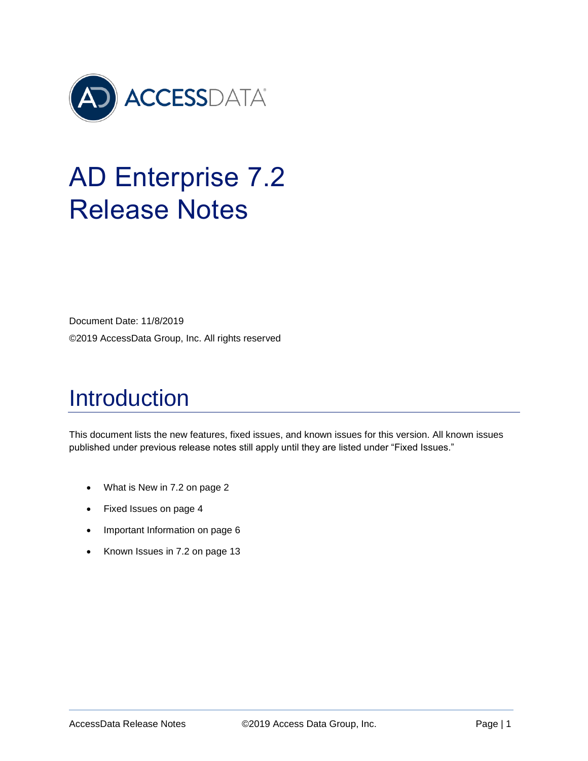# AD Enterprise 7.2 Release Notes

Document Date: 11/8/2019

©2019 AccessData Group, Inc. All rights reserved

## Introduction

This document lists the new features, fixed issues, and known issues for this version. All known issues published under previous release notes still apply until they are listed under “Fixed Issues.”

- What is New in 7.2 on page 2
- Fixed Issues on page 4
- Important Information on page 6
- Known Issues in 7.2 on page 13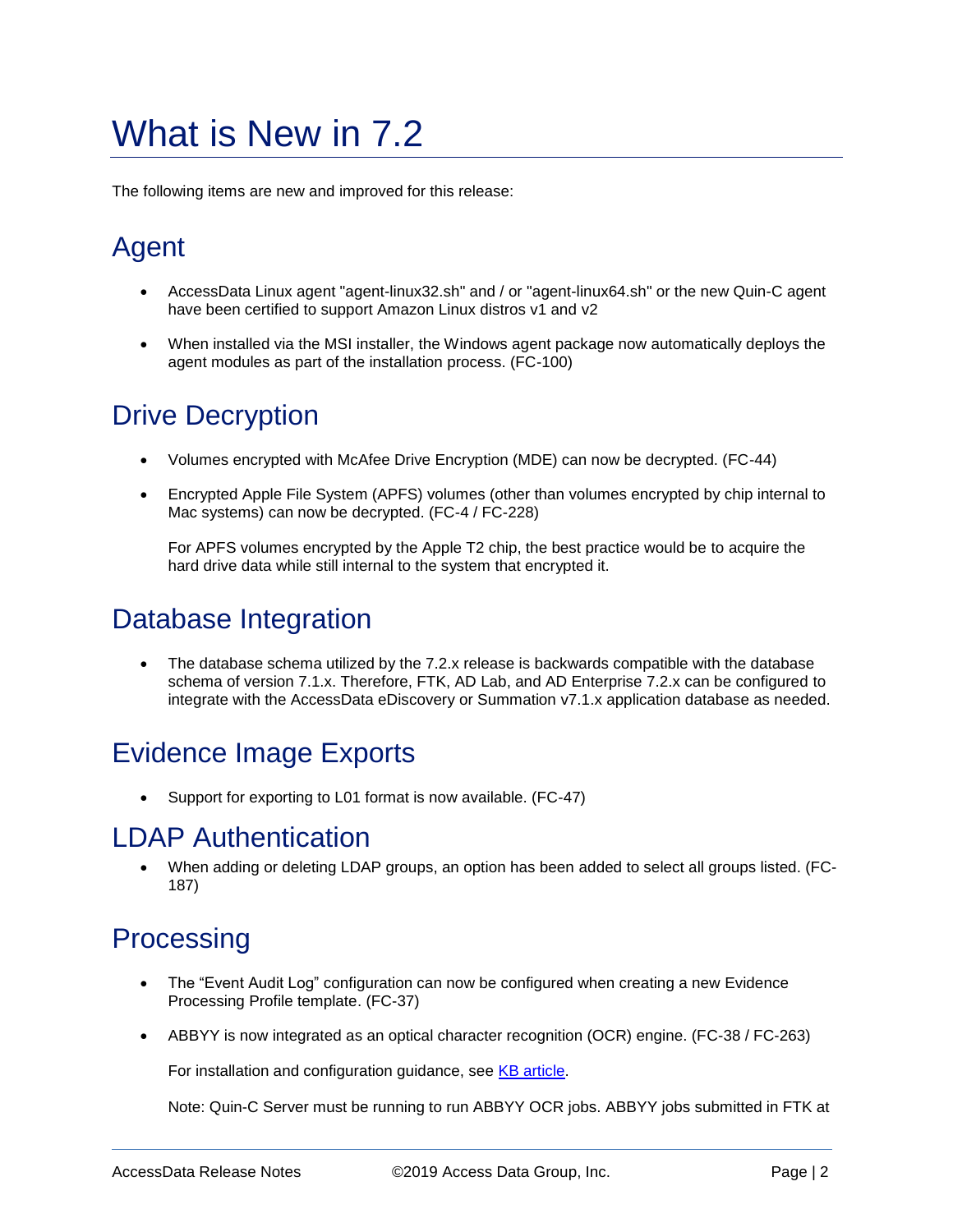# What is New in 7.2

The following items are new and improved for this release:

## Agent

- AccessData Linux agent "agent-linux32.sh" and / or "agent-linux64.sh" or the new Quin-C agent have been certified to support Amazon Linux distros v1 and v2
- When installed via the MSI installer, the Windows agent package now automatically deploys the agent modules as part of the installation process. (FC-100)

## Drive Decryption

- Volumes encrypted with McAfee Drive Encryption (MDE) can now be decrypted. (FC-44)
- Encrypted Apple File System (APFS) volumes (other than volumes encrypted by chip internal to Mac systems) can now be decrypted. (FC-4 / FC-228)

  For APFS volumes encrypted by the Apple T2 chip, the best practice would be to acquire the hard drive data while still internal to the system that encrypted it.

## Database Integration

- The database schema utilized by the 7.2.x release is backwards compatible with the database schema of version 7.1.x. Therefore, FTK, AD Lab, and AD Enterprise 7.2.x can be configured to integrate with the AccessData eDiscovery or Summation v7.1.x application database as needed.

## Evidence Image Exports

- Support for exporting to L01 format is now available. (FC-47)

## LDAP Authentication

- When adding or deleting LDAP groups, an option has been added to select all groups listed. (FC-187)

## Processing

- The “Event Audit Log” configuration can now be configured when creating a new Evidence Processing Profile template. (FC-37)
- ABBYY is now integrated as an optical character recognition (OCR) engine. (FC-38 / FC-263)

  For installation and configuration guidance, see KB article.

  Note: Quin-C Server must be running to run ABBYY OCR jobs. ABBYY jobs submitted in FTK at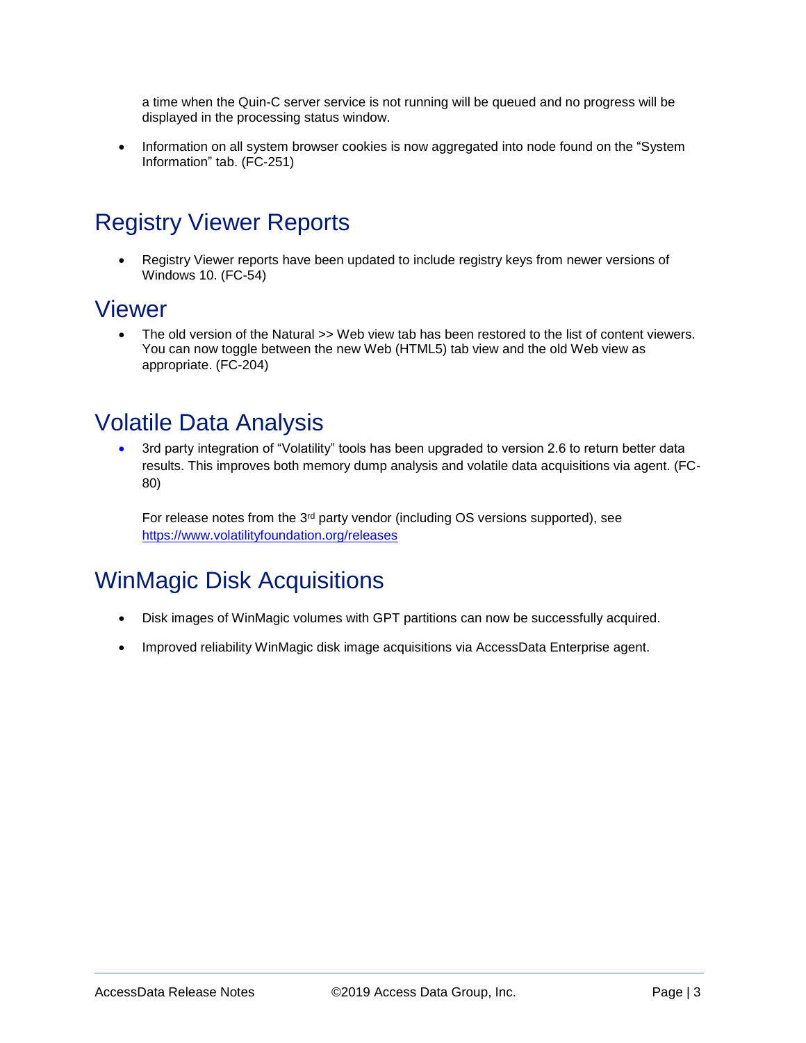a time when the Quin-C server service is not running will be queued and no progress will be displayed in the processing status window.

- Information on all system browser cookies is now aggregated into node found on the “System Information” tab. (FC-251)

## Registry Viewer Reports

- Registry Viewer reports have been updated to include registry keys from newer versions of Windows 10. (FC-54)

## Viewer

- The old version of the Natural >> Web view tab has been restored to the list of content viewers. You can now toggle between the new Web (HTML5) tab view and the old Web view as appropriate. (FC-204)

## Volatile Data Analysis

- 3rd party integration of “Volatility” tools has been upgraded to version 2.6 to return better data results. This improves both memory dump analysis and volatile data acquisitions via agent. (FC-80)

  For release notes from the 3rd party vendor (including OS versions supported), see https://www.volatilityfoundation.org/releases

## WinMagic Disk Acquisitions

- Disk images of WinMagic volumes with GPT partitions can now be successfully acquired.
- Improved reliability WinMagic disk image acquisitions via AccessData Enterprise agent.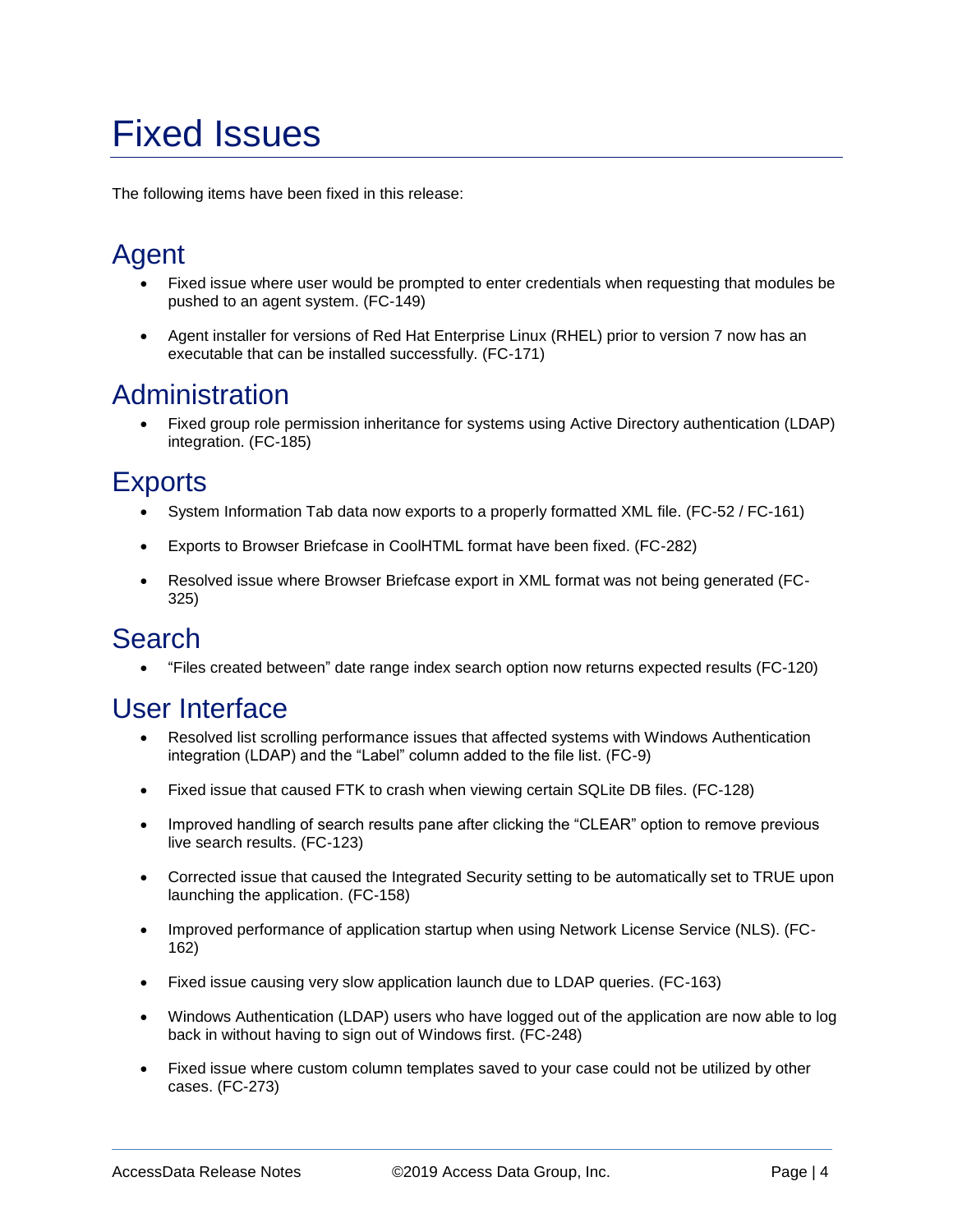# Fixed Issues

The following items have been fixed in this release:

## Agent

- Fixed issue where user would be prompted to enter credentials when requesting that modules be pushed to an agent system. (FC-149)
- Agent installer for versions of Red Hat Enterprise Linux (RHEL) prior to version 7 now has an executable that can be installed successfully. (FC-171)

## Administration

- Fixed group role permission inheritance for systems using Active Directory authentication (LDAP) integration. (FC-185)

## Exports

- System Information Tab data now exports to a properly formatted XML file. (FC-52 / FC-161)
- Exports to Browser Briefcase in CoolHTML format have been fixed. (FC-282)
- Resolved issue where Browser Briefcase export in XML format was not being generated (FC-325)

## Search

- "Files created between" date range index search option now returns expected results (FC-120)

## User Interface

- Resolved list scrolling performance issues that affected systems with Windows Authentication integration (LDAP) and the "Label" column added to the file list. (FC-9)
- Fixed issue that caused FTK to crash when viewing certain SQLite DB files. (FC-128)
- Improved handling of search results pane after clicking the "CLEAR" option to remove previous live search results. (FC-123)
- Corrected issue that caused the Integrated Security setting to be automatically set to TRUE upon launching the application. (FC-158)
- Improved performance of application startup when using Network License Service (NLS). (FC-162)
- Fixed issue causing very slow application launch due to LDAP queries. (FC-163)
- Windows Authentication (LDAP) users who have logged out of the application are now able to log back in without having to sign out of Windows first. (FC-248)
- Fixed issue where custom column templates saved to your case could not be utilized by other cases. (FC-273)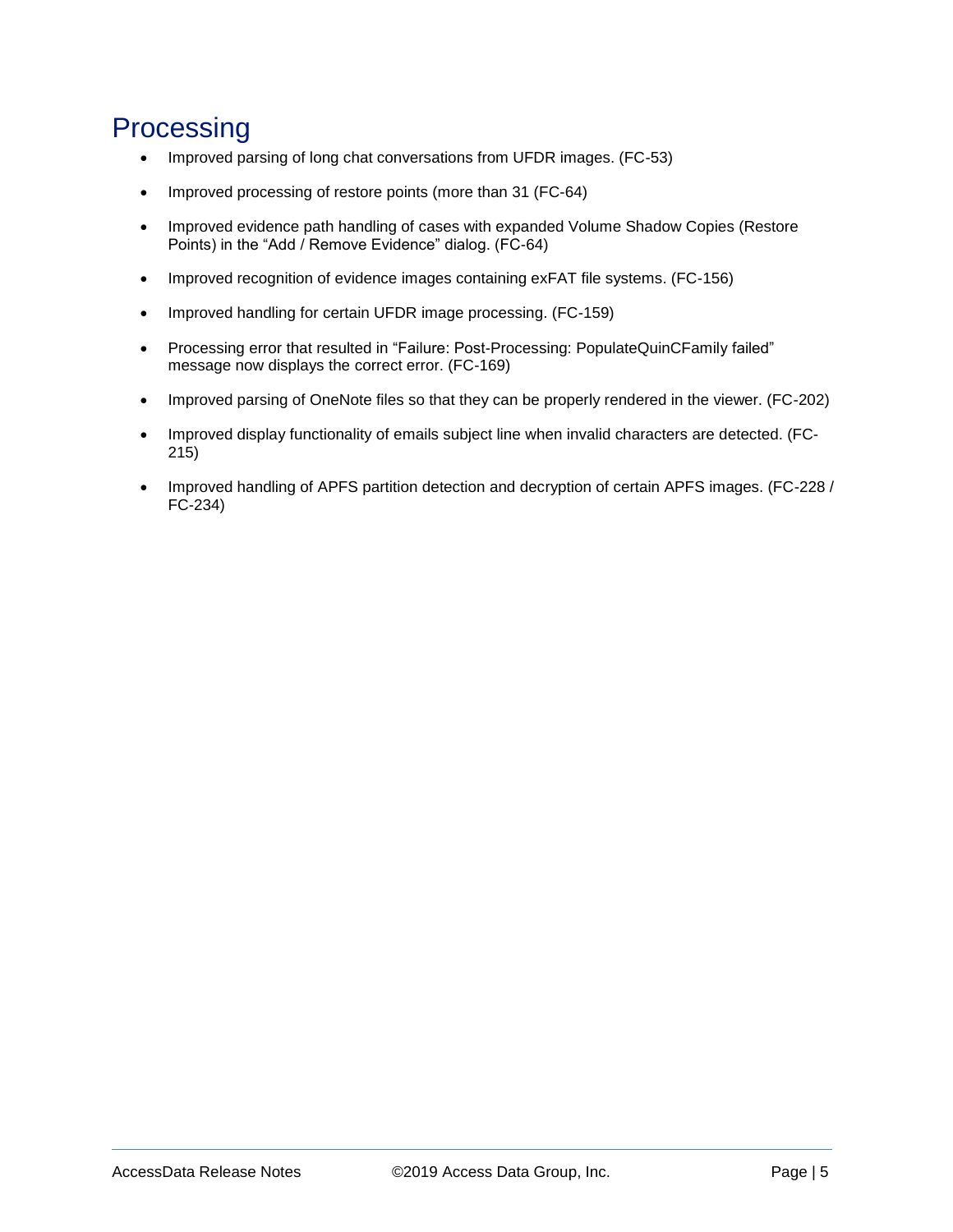# Processing

- Improved parsing of long chat conversations from UFDR images. (FC-53)
- Improved processing of restore points (more than 31 (FC-64)
- Improved evidence path handling of cases with expanded Volume Shadow Copies (Restore Points) in the “Add / Remove Evidence” dialog. (FC-64)
- Improved recognition of evidence images containing exFAT file systems. (FC-156)
- Improved handling for certain UFDR image processing. (FC-159)
- Processing error that resulted in “Failure: Post-Processing: PopulateQuinCFamily failed” message now displays the correct error. (FC-169)
- Improved parsing of OneNote files so that they can be properly rendered in the viewer. (FC-202)
- Improved display functionality of emails subject line when invalid characters are detected. (FC-215)
- Improved handling of APFS partition detection and decryption of certain APFS images. (FC-228 / FC-234)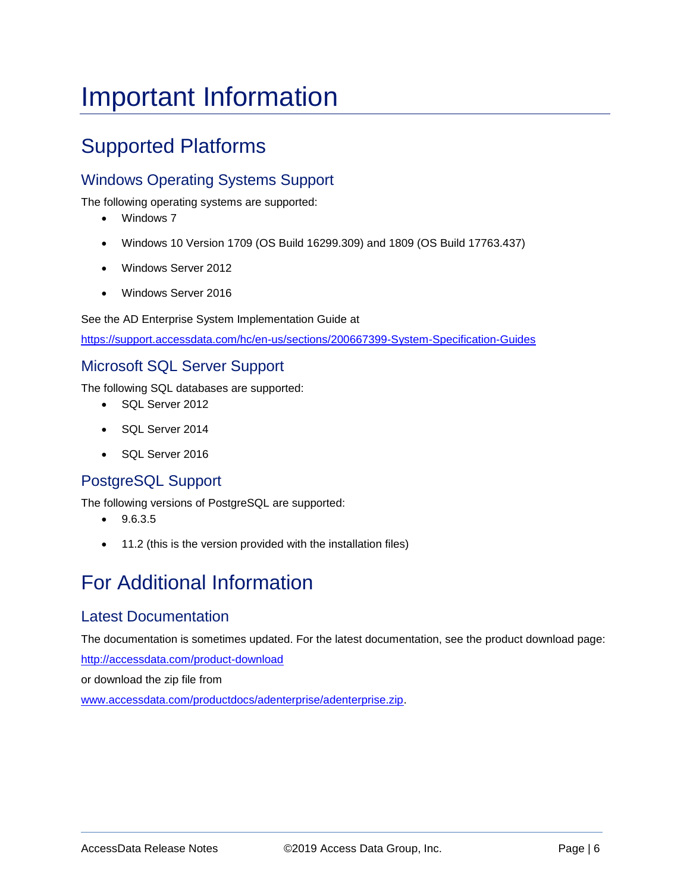# Important Information

## Supported Platforms

### Windows Operating Systems Support

The following operating systems are supported:

- Windows 7
- Windows 10 Version 1709 (OS Build 16299.309) and 1809 (OS Build 17763.437)
- Windows Server 2012
- Windows Server 2016

See the AD Enterprise System Implementation Guide at

https://support.accessdata.com/hc/en-us/sections/200667399-System-Specification-Guides

### Microsoft SQL Server Support

The following SQL databases are supported:

- SQL Server 2012
- SQL Server 2014
- SQL Server 2016

### PostgreSQL Support

The following versions of PostgreSQL are supported:

- 9.6.3.5
- 11.2 (this is the version provided with the installation files)

## For Additional Information

### Latest Documentation

The documentation is sometimes updated. For the latest documentation, see the product download page:

http://accessdata.com/product-download

or download the zip file from

www.accessdata.com/productdocs/adenterprise/adenterprise.zip.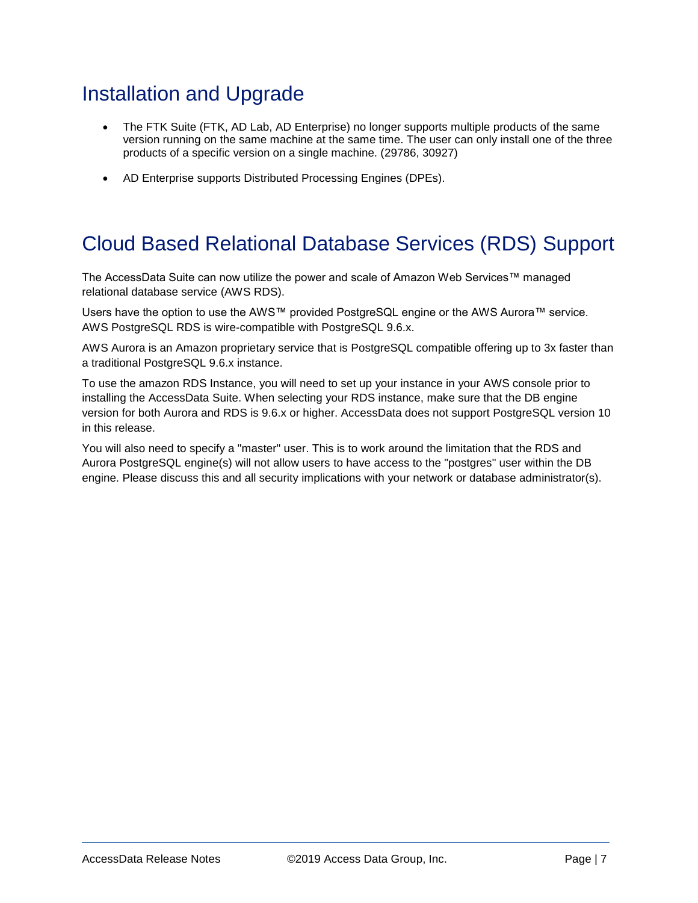## Installation and Upgrade

- The FTK Suite (FTK, AD Lab, AD Enterprise) no longer supports multiple products of the same version running on the same machine at the same time. The user can only install one of the three products of a specific version on a single machine. (29786, 30927)
- AD Enterprise supports Distributed Processing Engines (DPEs).

## Cloud Based Relational Database Services (RDS) Support

The AccessData Suite can now utilize the power and scale of Amazon Web Services™ managed relational database service (AWS RDS).

Users have the option to use the AWS™ provided PostgreSQL engine or the AWS Aurora™ service. AWS PostgreSQL RDS is wire-compatible with PostgreSQL 9.6.x.

AWS Aurora is an Amazon proprietary service that is PostgreSQL compatible offering up to 3x faster than a traditional PostgreSQL 9.6.x instance.

To use the amazon RDS Instance, you will need to set up your instance in your AWS console prior to installing the AccessData Suite. When selecting your RDS instance, make sure that the DB engine version for both Aurora and RDS is 9.6.x or higher. AccessData does not support PostgreSQL version 10 in this release.

You will also need to specify a "master" user. This is to work around the limitation that the RDS and Aurora PostgreSQL engine(s) will not allow users to have access to the "postgres" user within the DB engine. Please discuss this and all security implications with your network or database administrator(s).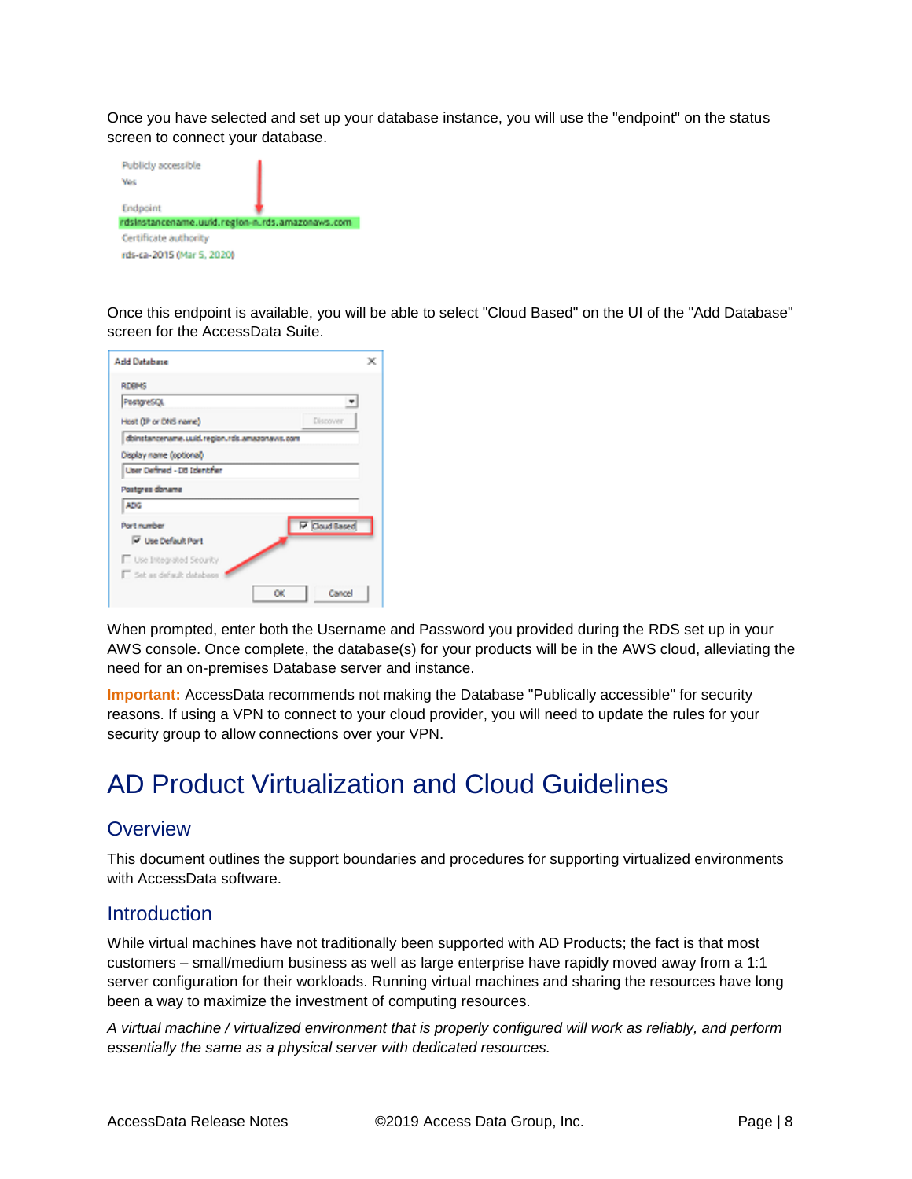Once you have selected and set up your database instance, you will use the "endpoint" on the status screen to connect your database.

Once this endpoint is available, you will be able to select "Cloud Based" on the UI of the "Add Database" screen for the AccessData Suite.

When prompted, enter both the Username and Password you provided during the RDS set up in your AWS console. Once complete, the database(s) for your products will be in the AWS cloud, alleviating the need for an on-premises Database server and instance.

**Important:** AccessData recommends not making the Database "Publically accessible" for security reasons. If using a VPN to connect to your cloud provider, you will need to update the rules for your security group to allow connections over your VPN.

# AD Product Virtualization and Cloud Guidelines

## Overview

This document outlines the support boundaries and procedures for supporting virtualized environments with AccessData software.

## Introduction

While virtual machines have not traditionally been supported with AD Products; the fact is that most customers – small/medium business as well as large enterprise have rapidly moved away from a 1:1 server configuration for their workloads. Running virtual machines and sharing the resources have long been a way to maximize the investment of computing resources.

*A virtual machine / virtualized environment that is properly configured will work as reliably, and perform essentially the same as a physical server with dedicated resources.*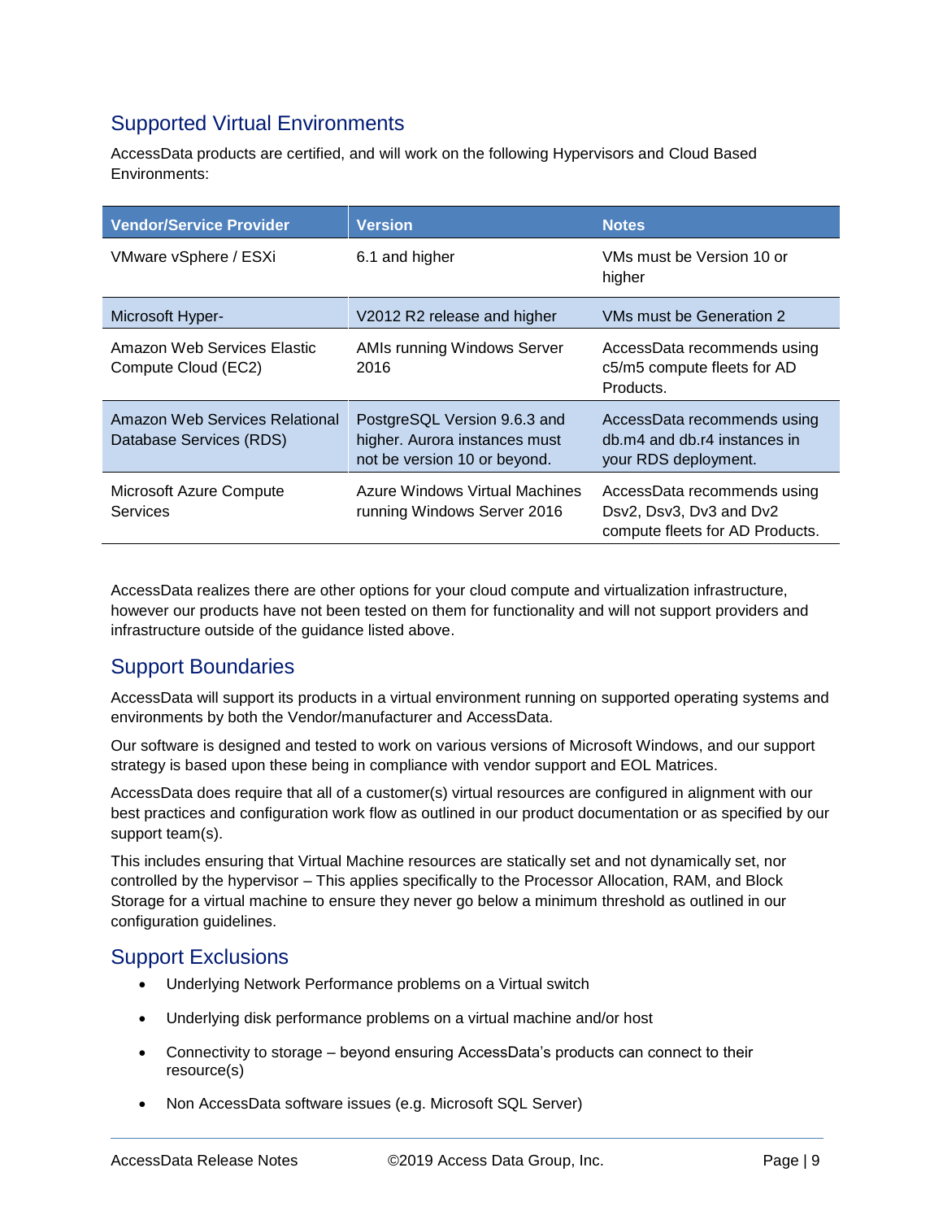## Supported Virtual Environments

AccessData products are certified, and will work on the following Hypervisors and Cloud Based Environments:

| Vendor/Service Provider | Version | Notes |
|---|---|---|
| VMware vSphere / ESXi | 6.1 and higher | VMs must be Version 10 or higher |
| Microsoft Hyper- | V2012 R2 release and higher | VMs must be Generation 2 |
| Amazon Web Services Elastic Compute Cloud (EC2) | AMIs running Windows Server 2016 | AccessData recommends using c5/m5 compute fleets for AD Products. |
| Amazon Web Services Relational Database Services (RDS) | PostgreSQL Version 9.6.3 and higher. Aurora instances must not be version 10 or beyond. | AccessData recommends using db.m4 and db.r4 instances in your RDS deployment. |
| Microsoft Azure Compute Services | Azure Windows Virtual Machines running Windows Server 2016 | AccessData recommends using Dsv2, Dsv3, Dv3 and Dv2 compute fleets for AD Products. |

AccessData realizes there are other options for your cloud compute and virtualization infrastructure, however our products have not been tested on them for functionality and will not support providers and infrastructure outside of the guidance listed above.

## Support Boundaries

AccessData will support its products in a virtual environment running on supported operating systems and environments by both the Vendor/manufacturer and AccessData.

Our software is designed and tested to work on various versions of Microsoft Windows, and our support strategy is based upon these being in compliance with vendor support and EOL Matrices.

AccessData does require that all of a customer(s) virtual resources are configured in alignment with our best practices and configuration work flow as outlined in our product documentation or as specified by our support team(s).

This includes ensuring that Virtual Machine resources are statically set and not dynamically set, nor controlled by the hypervisor – This applies specifically to the Processor Allocation, RAM, and Block Storage for a virtual machine to ensure they never go below a minimum threshold as outlined in our configuration guidelines.

## Support Exclusions

- Underlying Network Performance problems on a Virtual switch
- Underlying disk performance problems on a virtual machine and/or host
- Connectivity to storage – beyond ensuring AccessData's products can connect to their resource(s)
- Non AccessData software issues (e.g. Microsoft SQL Server)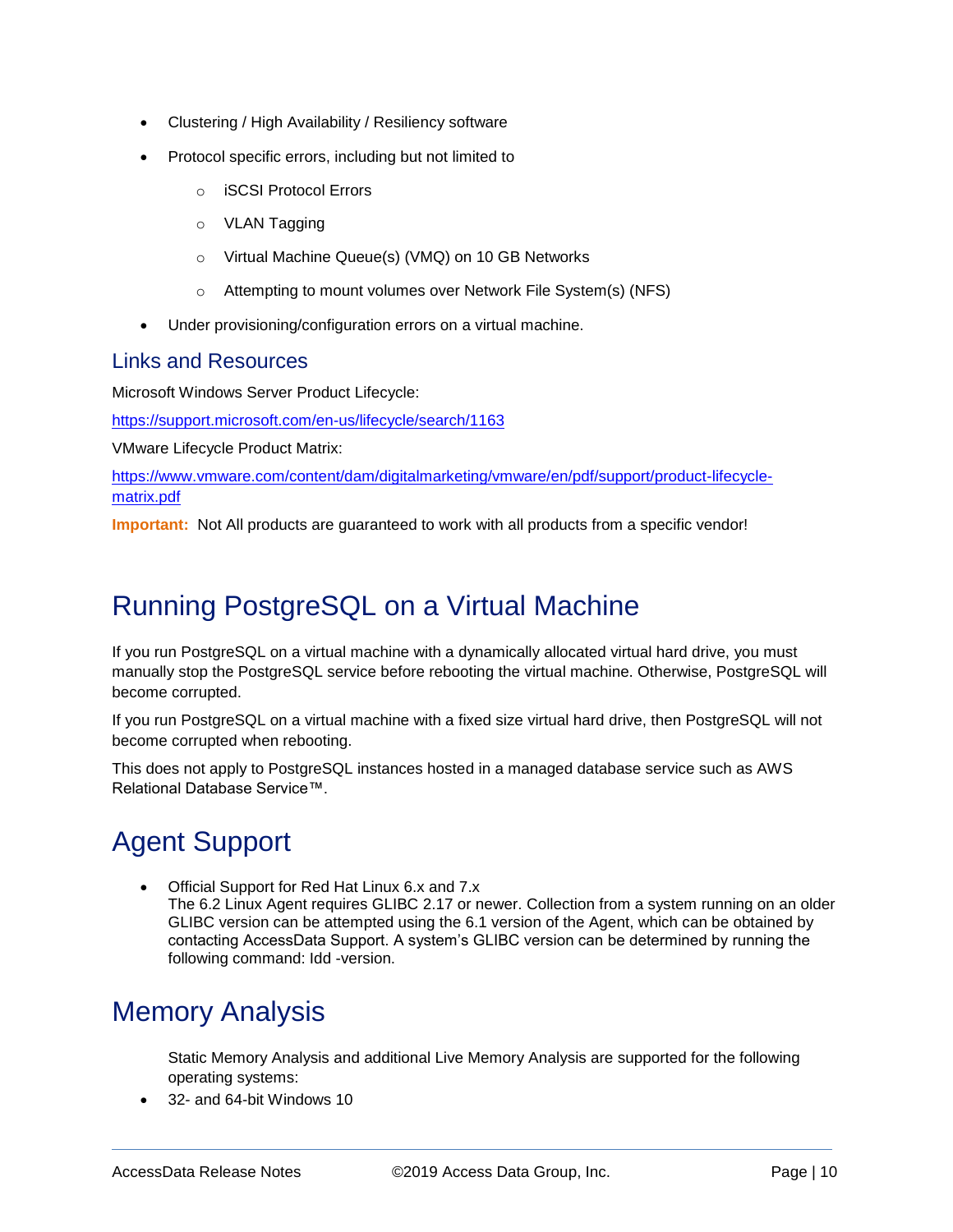- Clustering / High Availability / Resiliency software
- Protocol specific errors, including but not limited to
  - iSCSI Protocol Errors
  - VLAN Tagging
  - Virtual Machine Queue(s) (VMQ) on 10 GB Networks
  - Attempting to mount volumes over Network File System(s) (NFS)
- Under provisioning/configuration errors on a virtual machine.

### Links and Resources

Microsoft Windows Server Product Lifecycle:

https://support.microsoft.com/en-us/lifecycle/search/1163

VMware Lifecycle Product Matrix:

https://www.vmware.com/content/dam/digitalmarketing/vmware/en/pdf/support/product-lifecycle-matrix.pdf

**Important:** Not All products are guaranteed to work with all products from a specific vendor!

## Running PostgreSQL on a Virtual Machine

If you run PostgreSQL on a virtual machine with a dynamically allocated virtual hard drive, you must manually stop the PostgreSQL service before rebooting the virtual machine. Otherwise, PostgreSQL will become corrupted.

If you run PostgreSQL on a virtual machine with a fixed size virtual hard drive, then PostgreSQL will not become corrupted when rebooting.

This does not apply to PostgreSQL instances hosted in a managed database service such as AWS Relational Database Service™.

## Agent Support

- Official Support for Red Hat Linux 6.x and 7.x
  The 6.2 Linux Agent requires GLIBC 2.17 or newer. Collection from a system running on an older GLIBC version can be attempted using the 6.1 version of the Agent, which can be obtained by contacting AccessData Support. A system's GLIBC version can be determined by running the following command: Idd -version.

## Memory Analysis

Static Memory Analysis and additional Live Memory Analysis are supported for the following operating systems:

- 32- and 64-bit Windows 10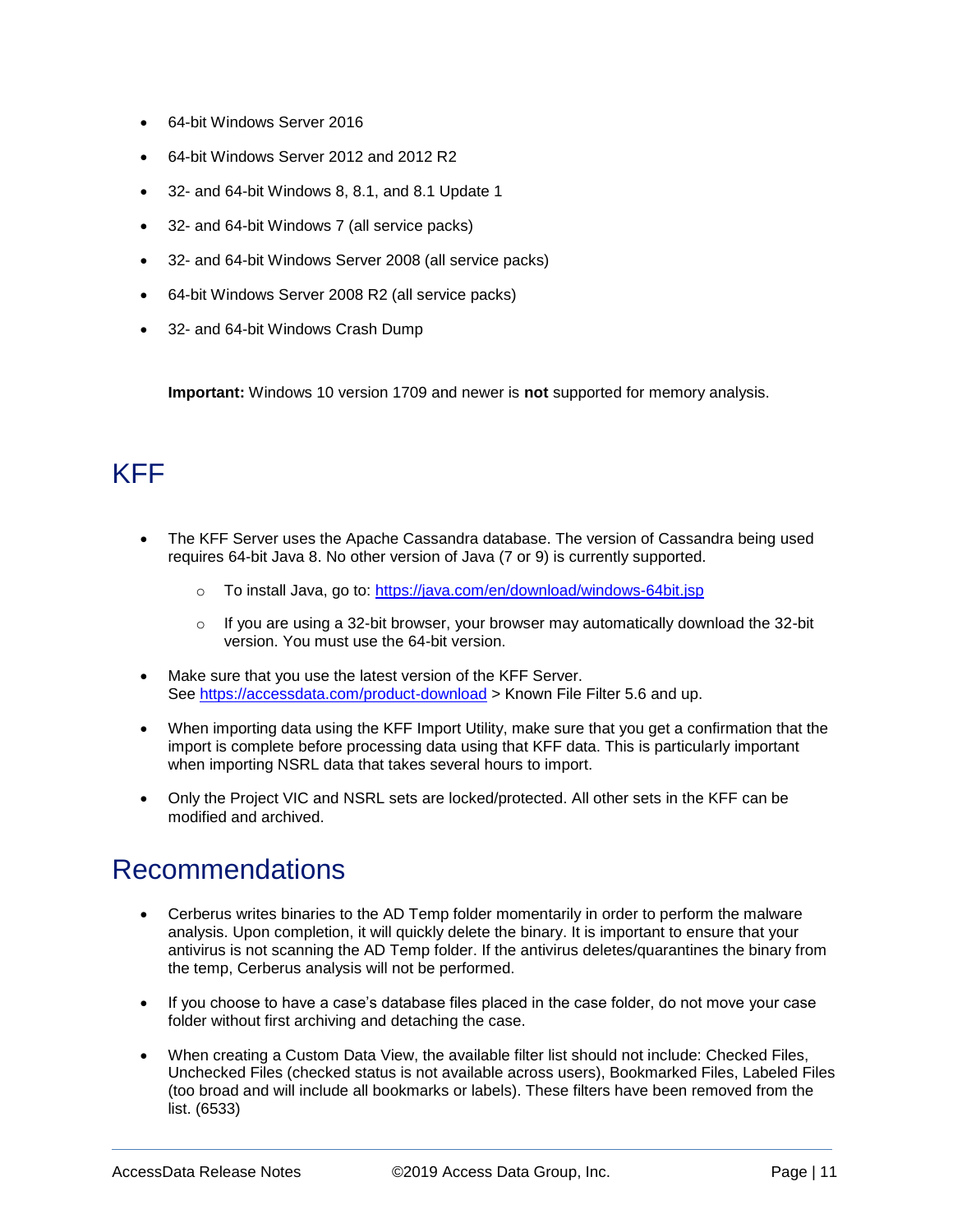- 64-bit Windows Server 2016
- 64-bit Windows Server 2012 and 2012 R2
- 32- and 64-bit Windows 8, 8.1, and 8.1 Update 1
- 32- and 64-bit Windows 7 (all service packs)
- 32- and 64-bit Windows Server 2008 (all service packs)
- 64-bit Windows Server 2008 R2 (all service packs)
- 32- and 64-bit Windows Crash Dump

**Important:** Windows 10 version 1709 and newer is **not** supported for memory analysis.

# KFF

- The KFF Server uses the Apache Cassandra database. The version of Cassandra being used requires 64-bit Java 8. No other version of Java (7 or 9) is currently supported.
  - To install Java, go to: https://java.com/en/download/windows-64bit.jsp
  - If you are using a 32-bit browser, your browser may automatically download the 32-bit version. You must use the 64-bit version.
- Make sure that you use the latest version of the KFF Server. See https://accessdata.com/product-download > Known File Filter 5.6 and up.
- When importing data using the KFF Import Utility, make sure that you get a confirmation that the import is complete before processing data using that KFF data. This is particularly important when importing NSRL data that takes several hours to import.
- Only the Project VIC and NSRL sets are locked/protected. All other sets in the KFF can be modified and archived.

# Recommendations

- Cerberus writes binaries to the AD Temp folder momentarily in order to perform the malware analysis. Upon completion, it will quickly delete the binary. It is important to ensure that your antivirus is not scanning the AD Temp folder. If the antivirus deletes/quarantines the binary from the temp, Cerberus analysis will not be performed.
- If you choose to have a case's database files placed in the case folder, do not move your case folder without first archiving and detaching the case.
- When creating a Custom Data View, the available filter list should not include: Checked Files, Unchecked Files (checked status is not available across users), Bookmarked Files, Labeled Files (too broad and will include all bookmarks or labels). These filters have been removed from the list. (6533)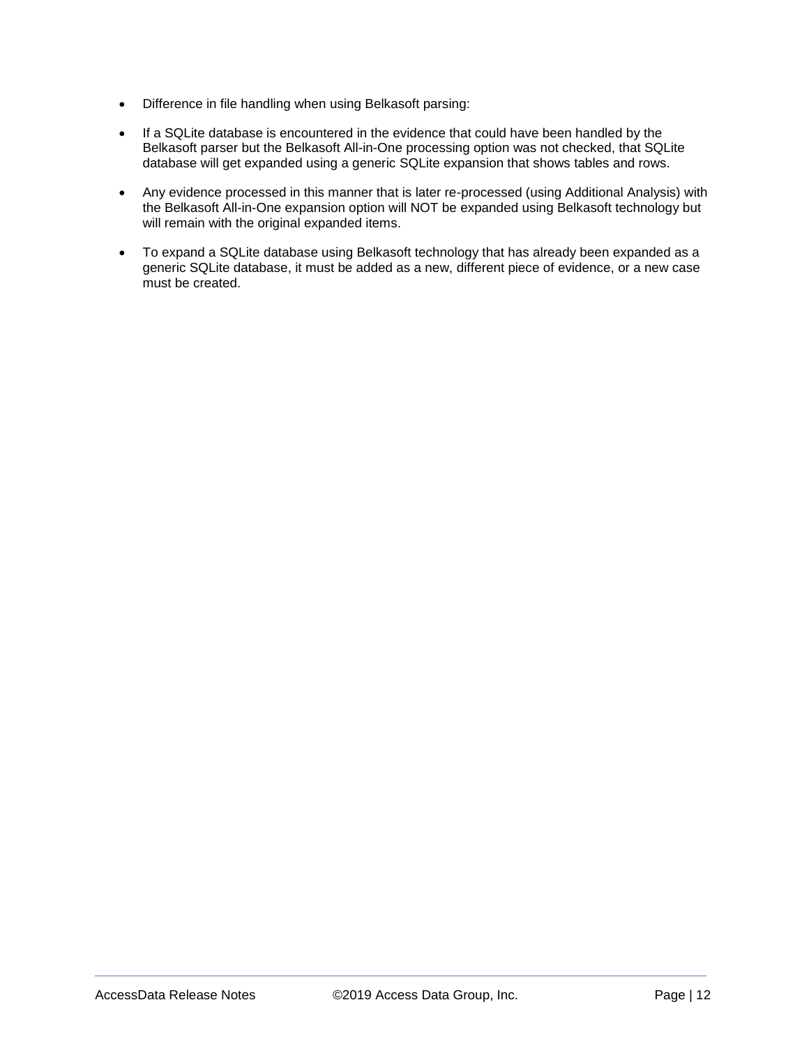- Difference in file handling when using Belkasoft parsing:
- If a SQLite database is encountered in the evidence that could have been handled by the Belkasoft parser but the Belkasoft All-in-One processing option was not checked, that SQLite database will get expanded using a generic SQLite expansion that shows tables and rows.
- Any evidence processed in this manner that is later re-processed (using Additional Analysis) with the Belkasoft All-in-One expansion option will NOT be expanded using Belkasoft technology but will remain with the original expanded items.
- To expand a SQLite database using Belkasoft technology that has already been expanded as a generic SQLite database, it must be added as a new, different piece of evidence, or a new case must be created.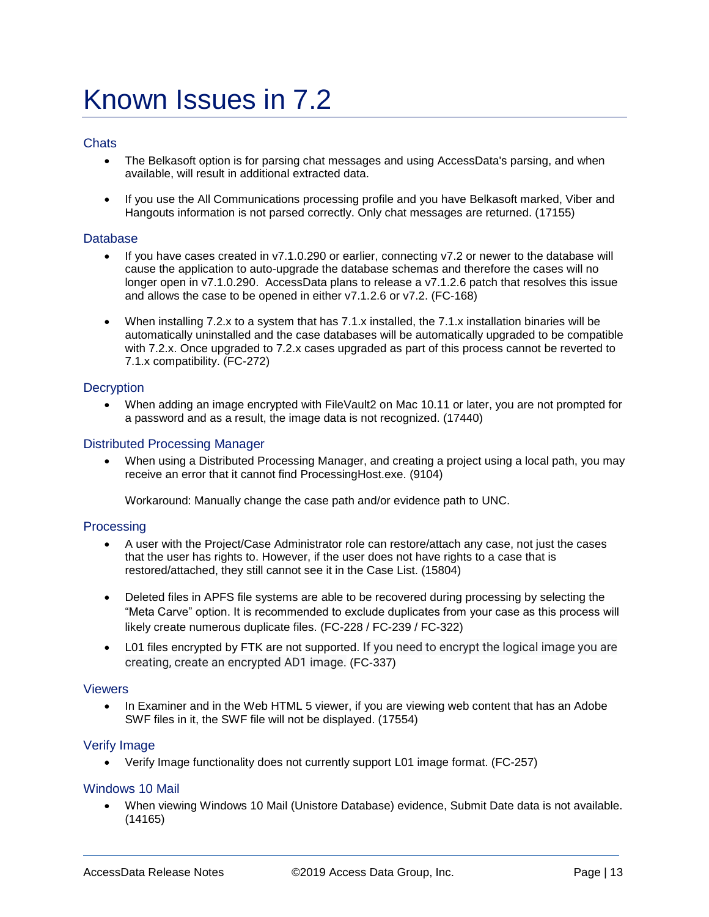# Known Issues in 7.2

## Chats

- The Belkasoft option is for parsing chat messages and using AccessData's parsing, and when available, will result in additional extracted data.

- If you use the All Communications processing profile and you have Belkasoft marked, Viber and Hangouts information is not parsed correctly. Only chat messages are returned. (17155)

## Database

- If you have cases created in v7.1.0.290 or earlier, connecting v7.2 or newer to the database will cause the application to auto-upgrade the database schemas and therefore the cases will no longer open in v7.1.0.290. AccessData plans to release a v7.1.2.6 patch that resolves this issue and allows the case to be opened in either v7.1.2.6 or v7.2. (FC-168)

- When installing 7.2.x to a system that has 7.1.x installed, the 7.1.x installation binaries will be automatically uninstalled and the case databases will be automatically upgraded to be compatible with 7.2.x. Once upgraded to 7.2.x cases upgraded as part of this process cannot be reverted to 7.1.x compatibility. (FC-272)

## Decryption

- When adding an image encrypted with FileVault2 on Mac 10.11 or later, you are not prompted for a password and as a result, the image data is not recognized. (17440)

## Distributed Processing Manager

- When using a Distributed Processing Manager, and creating a project using a local path, you may receive an error that it cannot find ProcessingHost.exe. (9104)

  Workaround: Manually change the case path and/or evidence path to UNC.

## Processing

- A user with the Project/Case Administrator role can restore/attach any case, not just the cases that the user has rights to. However, if the user does not have rights to a case that is restored/attached, they still cannot see it in the Case List. (15804)

- Deleted files in APFS file systems are able to be recovered during processing by selecting the "Meta Carve" option. It is recommended to exclude duplicates from your case as this process will likely create numerous duplicate files. (FC-228 / FC-239 / FC-322)

- L01 files encrypted by FTK are not supported. If you need to encrypt the logical image you are creating, create an encrypted AD1 image. (FC-337)

## Viewers

- In Examiner and in the Web HTML 5 viewer, if you are viewing web content that has an Adobe SWF files in it, the SWF file will not be displayed. (17554)

## Verify Image

- Verify Image functionality does not currently support L01 image format. (FC-257)

## Windows 10 Mail

- When viewing Windows 10 Mail (Unistore Database) evidence, Submit Date data is not available. (14165)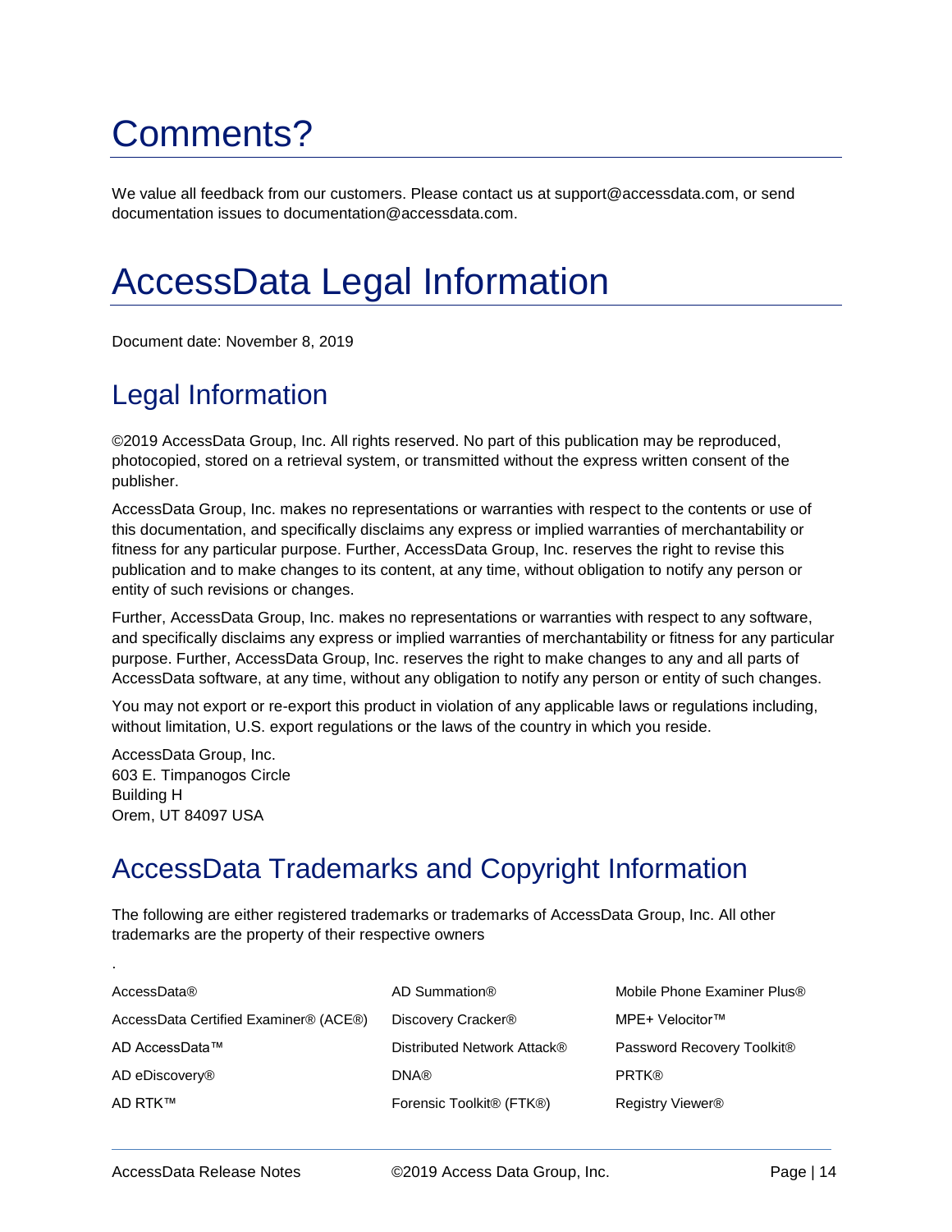# Comments?

We value all feedback from our customers. Please contact us at support@accessdata.com, or send documentation issues to documentation@accessdata.com.

# AccessData Legal Information

Document date: November 8, 2019

## Legal Information

©2019 AccessData Group, Inc. All rights reserved. No part of this publication may be reproduced, photocopied, stored on a retrieval system, or transmitted without the express written consent of the publisher.

AccessData Group, Inc. makes no representations or warranties with respect to the contents or use of this documentation, and specifically disclaims any express or implied warranties of merchantability or fitness for any particular purpose. Further, AccessData Group, Inc. reserves the right to revise this publication and to make changes to its content, at any time, without obligation to notify any person or entity of such revisions or changes.

Further, AccessData Group, Inc. makes no representations or warranties with respect to any software, and specifically disclaims any express or implied warranties of merchantability or fitness for any particular purpose. Further, AccessData Group, Inc. reserves the right to make changes to any and all parts of AccessData software, at any time, without any obligation to notify any person or entity of such changes.

You may not export or re-export this product in violation of any applicable laws or regulations including, without limitation, U.S. export regulations or the laws of the country in which you reside.

AccessData Group, Inc.
603 E. Timpanogos Circle
Building H
Orem, UT 84097 USA

## AccessData Trademarks and Copyright Information

The following are either registered trademarks or trademarks of AccessData Group, Inc. All other trademarks are the property of their respective owners

.

| | | |
|---|---|---|
| AccessData® | AD Summation® | Mobile Phone Examiner Plus® |
| AccessData Certified Examiner® (ACE®) | Discovery Cracker® | MPE+ Velocitor™ |
| AD AccessData™ | Distributed Network Attack® | Password Recovery Toolkit® |
| AD eDiscovery® | DNA® | PRTK® |
| AD RTK™ | Forensic Toolkit® (FTK®) | Registry Viewer® |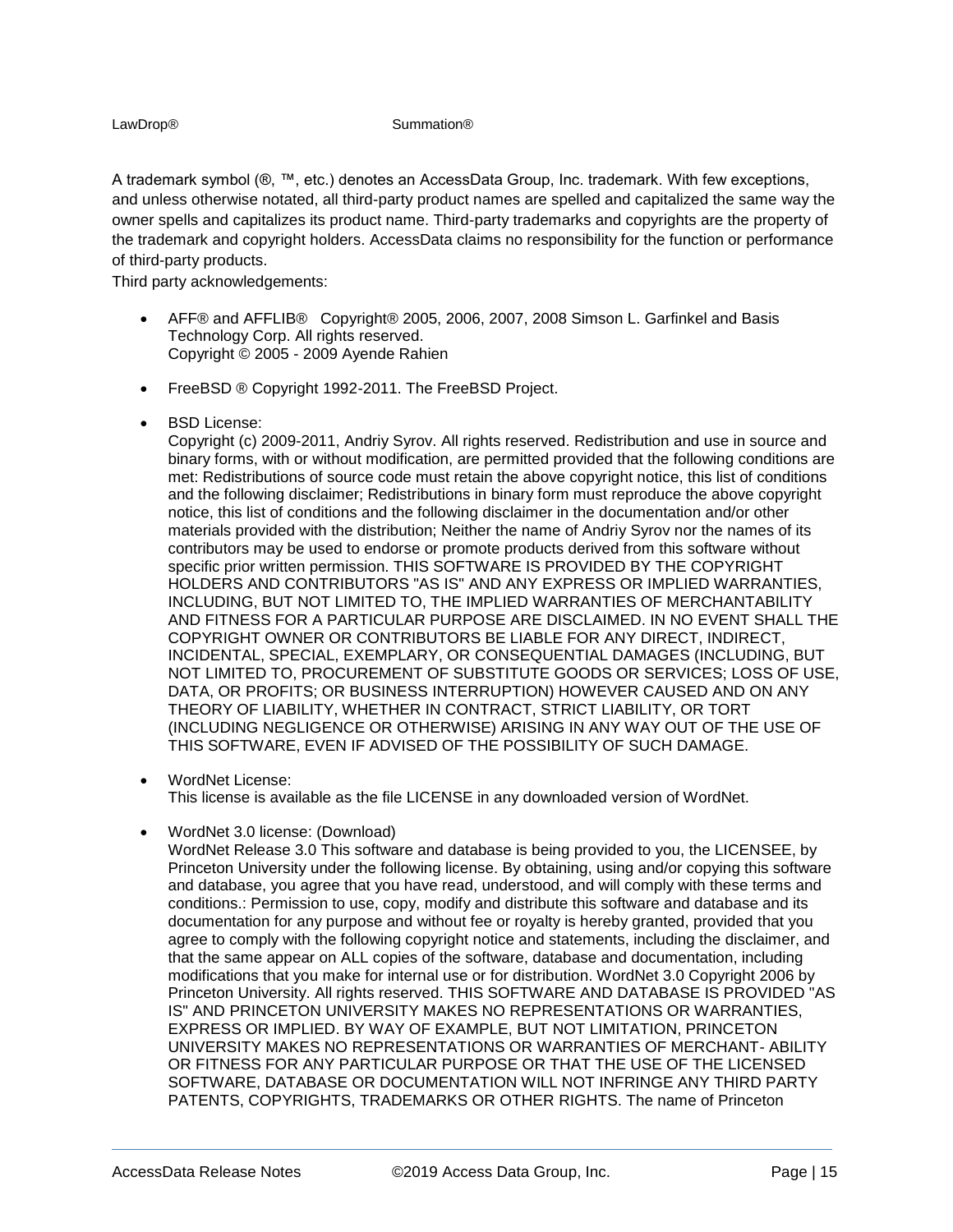LawDrop®                                    Summation®

A trademark symbol (®, ™, etc.) denotes an AccessData Group, Inc. trademark. With few exceptions, and unless otherwise notated, all third-party product names are spelled and capitalized the same way the owner spells and capitalizes its product name. Third-party trademarks and copyrights are the property of the trademark and copyright holders. AccessData claims no responsibility for the function or performance of third-party products.

Third party acknowledgements:

- AFF® and AFFLIB®   Copyright® 2005, 2006, 2007, 2008 Simson L. Garfinkel and Basis Technology Corp. All rights reserved.
  Copyright © 2005 - 2009 Ayende Rahien

- FreeBSD ® Copyright 1992-2011. The FreeBSD Project.

- BSD License:
  Copyright (c) 2009-2011, Andriy Syrov. All rights reserved. Redistribution and use in source and binary forms, with or without modification, are permitted provided that the following conditions are met: Redistributions of source code must retain the above copyright notice, this list of conditions and the following disclaimer; Redistributions in binary form must reproduce the above copyright notice, this list of conditions and the following disclaimer in the documentation and/or other materials provided with the distribution; Neither the name of Andriy Syrov nor the names of its contributors may be used to endorse or promote products derived from this software without specific prior written permission. THIS SOFTWARE IS PROVIDED BY THE COPYRIGHT HOLDERS AND CONTRIBUTORS "AS IS" AND ANY EXPRESS OR IMPLIED WARRANTIES, INCLUDING, BUT NOT LIMITED TO, THE IMPLIED WARRANTIES OF MERCHANTABILITY AND FITNESS FOR A PARTICULAR PURPOSE ARE DISCLAIMED. IN NO EVENT SHALL THE COPYRIGHT OWNER OR CONTRIBUTORS BE LIABLE FOR ANY DIRECT, INDIRECT, INCIDENTAL, SPECIAL, EXEMPLARY, OR CONSEQUENTIAL DAMAGES (INCLUDING, BUT NOT LIMITED TO, PROCUREMENT OF SUBSTITUTE GOODS OR SERVICES; LOSS OF USE, DATA, OR PROFITS; OR BUSINESS INTERRUPTION) HOWEVER CAUSED AND ON ANY THEORY OF LIABILITY, WHETHER IN CONTRACT, STRICT LIABILITY, OR TORT (INCLUDING NEGLIGENCE OR OTHERWISE) ARISING IN ANY WAY OUT OF THE USE OF THIS SOFTWARE, EVEN IF ADVISED OF THE POSSIBILITY OF SUCH DAMAGE.

- WordNet License:
  This license is available as the file LICENSE in any downloaded version of WordNet.

- WordNet 3.0 license: (Download)
  WordNet Release 3.0 This software and database is being provided to you, the LICENSEE, by Princeton University under the following license. By obtaining, using and/or copying this software and database, you agree that you have read, understood, and will comply with these terms and conditions.: Permission to use, copy, modify and distribute this software and database and its documentation for any purpose and without fee or royalty is hereby granted, provided that you agree to comply with the following copyright notice and statements, including the disclaimer, and that the same appear on ALL copies of the software, database and documentation, including modifications that you make for internal use or for distribution. WordNet 3.0 Copyright 2006 by Princeton University. All rights reserved. THIS SOFTWARE AND DATABASE IS PROVIDED "AS IS" AND PRINCETON UNIVERSITY MAKES NO REPRESENTATIONS OR WARRANTIES, EXPRESS OR IMPLIED. BY WAY OF EXAMPLE, BUT NOT LIMITATION, PRINCETON UNIVERSITY MAKES NO REPRESENTATIONS OR WARRANTIES OF MERCHANT- ABILITY OR FITNESS FOR ANY PARTICULAR PURPOSE OR THAT THE USE OF THE LICENSED SOFTWARE, DATABASE OR DOCUMENTATION WILL NOT INFRINGE ANY THIRD PARTY PATENTS, COPYRIGHTS, TRADEMARKS OR OTHER RIGHTS. The name of Princeton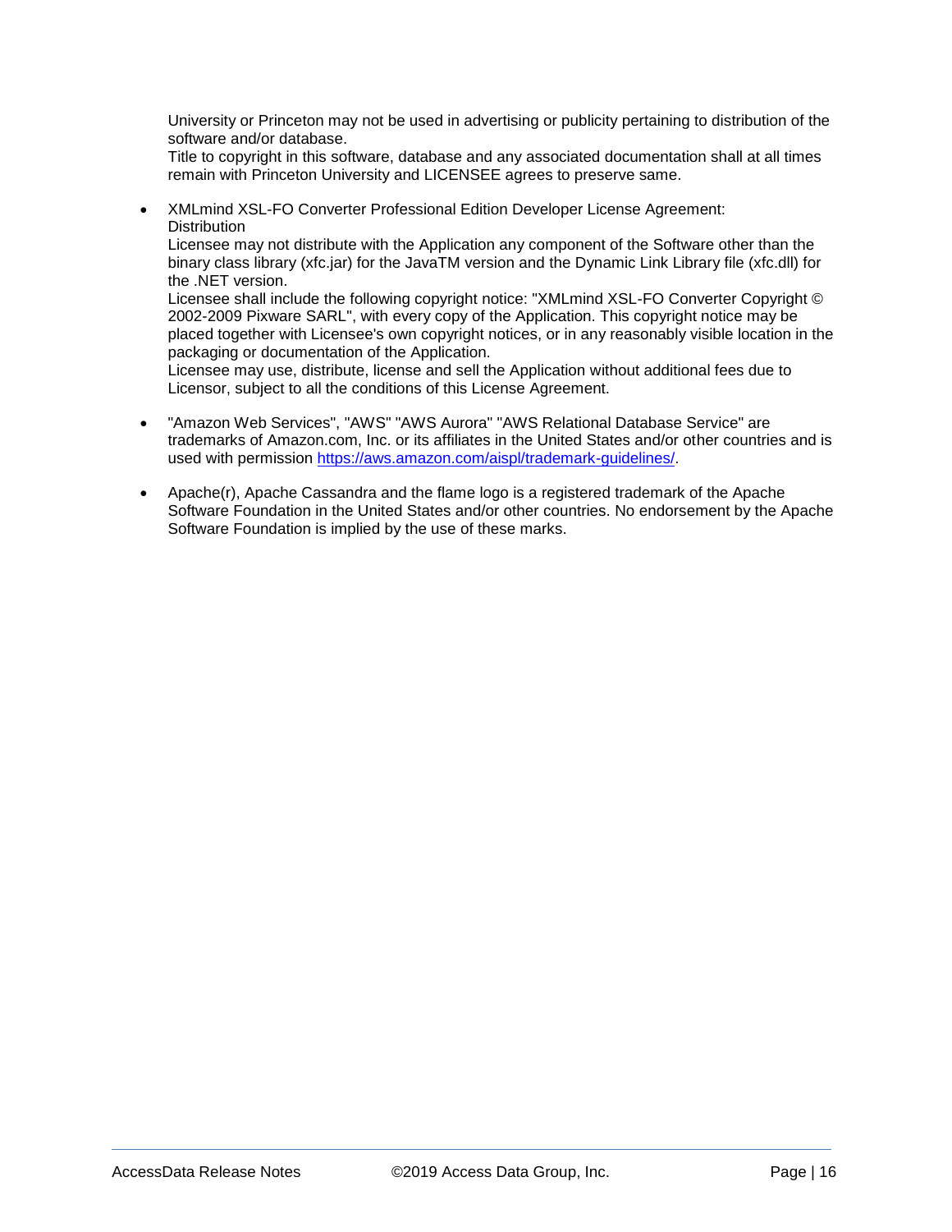University or Princeton may not be used in advertising or publicity pertaining to distribution of the software and/or database.
Title to copyright in this software, database and any associated documentation shall at all times remain with Princeton University and LICENSEE agrees to preserve same.

- XMLmind XSL-FO Converter Professional Edition Developer License Agreement:
  Distribution
  Licensee may not distribute with the Application any component of the Software other than the binary class library (xfc.jar) for the JavaTM version and the Dynamic Link Library file (xfc.dll) for the .NET version.
  Licensee shall include the following copyright notice: "XMLmind XSL-FO Converter Copyright © 2002-2009 Pixware SARL", with every copy of the Application. This copyright notice may be placed together with Licensee's own copyright notices, or in any reasonably visible location in the packaging or documentation of the Application.
  Licensee may use, distribute, license and sell the Application without additional fees due to Licensor, subject to all the conditions of this License Agreement.
- "Amazon Web Services", "AWS" "AWS Aurora" "AWS Relational Database Service" are trademarks of Amazon.com, Inc. or its affiliates in the United States and/or other countries and is used with permission [https://aws.amazon.com/aispl/trademark-guidelines/](https://aws.amazon.com/aispl/trademark-guidelines/).
- Apache(r), Apache Cassandra and the flame logo is a registered trademark of the Apache Software Foundation in the United States and/or other countries. No endorsement by the Apache Software Foundation is implied by the use of these marks.